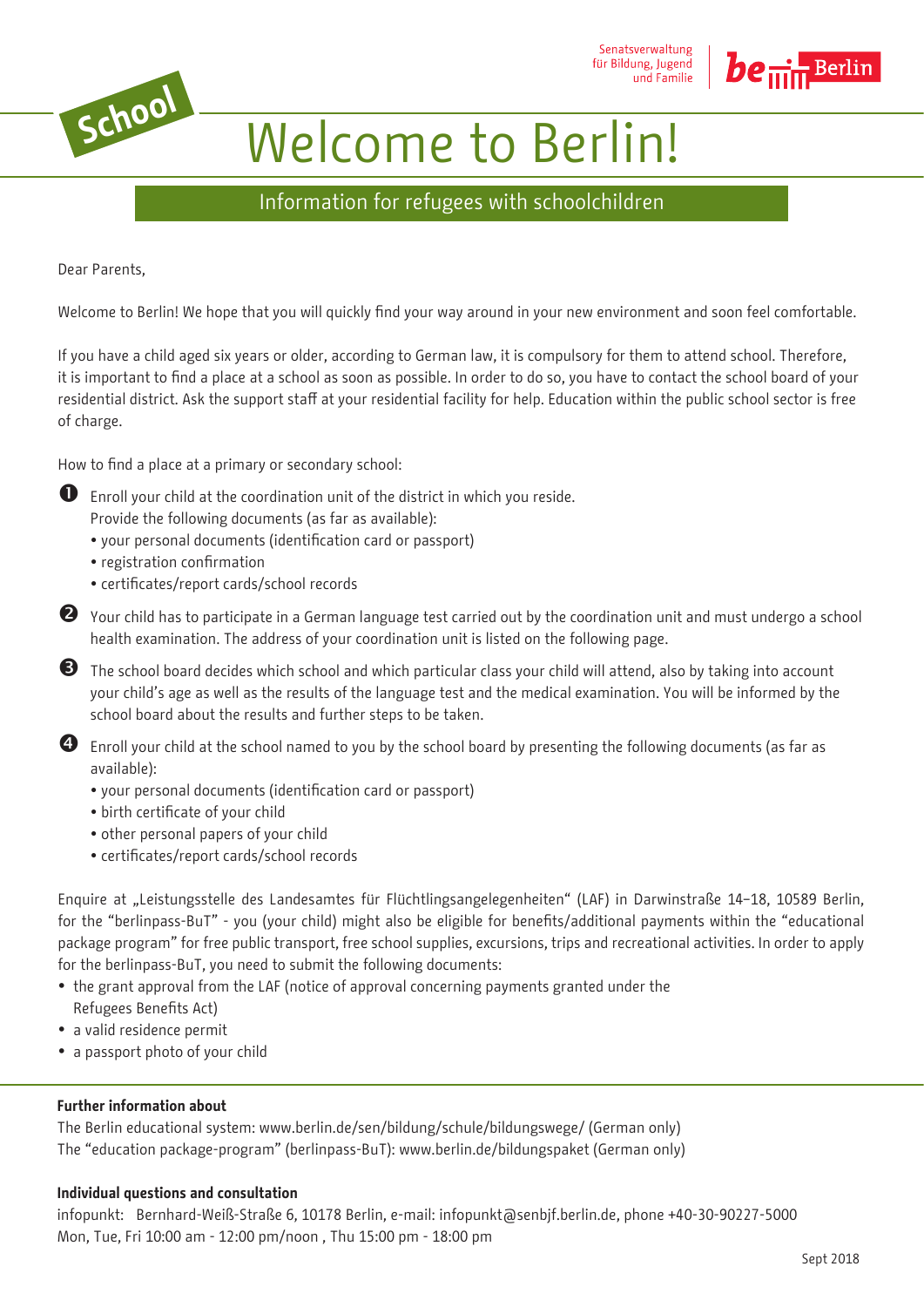School

Senatsverwaltung für Bildung, Jugend und Familie

Berlin

# Welcome to Berlin!

## Information for refugees with schoolchildren

Dear Parents,

Welcome to Berlin! We hope that you will quickly find your way around in your new environment and soon feel comfortable.

If you have a child aged six years or older, according to German law, it is compulsory for them to attend school. Therefore, it is important to find a place at a school as soon as possible. In order to do so, you have to contact the school board of your residential district. Ask the support staff at your residential facility for help. Education within the public school sector is free of charge.

How to find a place at a primary or secondary school:

1. Enroll your child at the coordination unit of the district in which you reside.
   Provide the following documents (as far as available):
   - your personal documents (identification card or passport)
   - registration confirmation
   - certificates/report cards/school records
2. Your child has to participate in a German language test carried out by the coordination unit and must undergo a school health examination. The address of your coordination unit is listed on the following page.
3. The school board decides which school and which particular class your child will attend, also by taking into account your child's age as well as the results of the language test and the medical examination. You will be informed by the school board about the results and further steps to be taken.
4. Enroll your child at the school named to you by the school board by presenting the following documents (as far as available):
   - your personal documents (identification card or passport)
   - birth certificate of your child
   - other personal papers of your child
   - certificates/report cards/school records

Enquire at „Leistungsstelle des Landesamtes für Flüchtlingsangelegenheiten“ (LAF) in Darwinstraße 14–18, 10589 Berlin, for the “berlinpass-BuT” - you (your child) might also be eligible for benefits/additional payments within the “educational package program” for free public transport, free school supplies, excursions, trips and recreational activities. In order to apply for the berlinpass-BuT, you need to submit the following documents:

- the grant approval from the LAF (notice of approval concerning payments granted under the Refugees Benefits Act)
- a valid residence permit
- a passport photo of your child

**Further information about**

The Berlin educational system: www.berlin.de/sen/bildung/schule/bildungswege/ (German only)
The “education package-program” (berlinpass-BuT): www.berlin.de/bildungspaket (German only)

**Individual questions and consultation**

infopunkt: Bernhard-Weiß-Straße 6, 10178 Berlin, e-mail: infopunkt@senbjf.berlin.de, phone +40-30-90227-5000
Mon, Tue, Fri 10:00 am - 12:00 pm/noon , Thu 15:00 pm - 18:00 pm

Sept 2018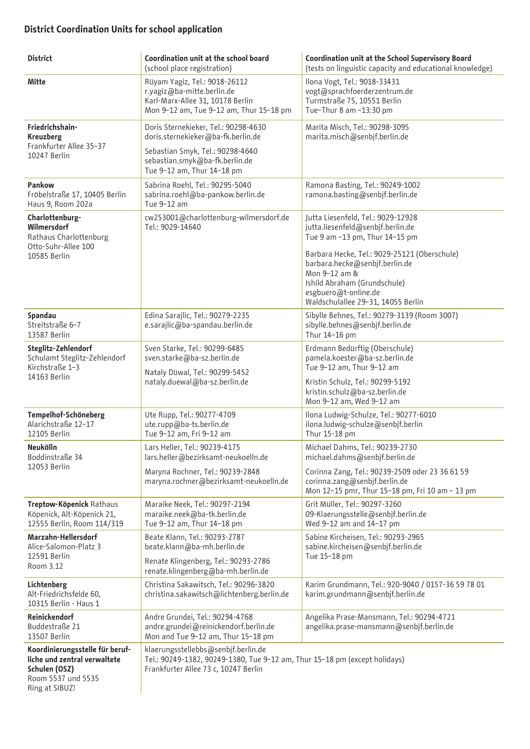## District Coordination Units for school application

| District | Coordination unit at the school board (school place registration) | Coordination unit at the School Supervisory Board (tests on linguistic capacity and educational knowledge) |
|---|---|---|
| **Mitte** | Rüyam Yagiz, Tel.: 9018-26112<br>r.yagiz@ba-mitte.berlin.de<br>Karl-Marx-Allee 31, 10178 Berlin<br>Mon 9–12 am, Tue 9–12 am, Thur 15–18 pm | Ilona Vogt, Tel.: 9018-33431<br>vogt@sprachfoerderzentrum.de<br>Turmstraße 75, 10551 Berlin<br>Tue–Thur 8 am –13:30 pm |
| **Friedrichshain-Kreuzberg**<br>Frankfurter Allee 35–37<br>10247 Berlin | Doris Sternekieker, Tel.: 90298-4630<br>doris.sternekieker@ba-fk.berlin.de<br>Sebastian Smyk, Tel.: 90298-4640<br>sebastian.smyk@ba-fk.berlin.de<br>Tue 9–12 am, Thur 14–18 pm | Marita Misch, Tel.: 90298-3095<br>marita.misch@senbjf.berlin.de |
| **Pankow**<br>Fröbelstraße 17, 10405 Berlin<br>Haus 9, Room 202a | Sabrina Roehl, Tel.: 90295-5040<br>sabrina.roehl@ba-pankow.berlin.de<br>Tue 9–12 am | Ramona Basting, Tel.: 90249-1002<br>ramona.basting@senbjf.berlin.de |
| **Charlottenburg-Wilmersdorf**<br>Rathaus Charlottenburg<br>Otto-Suhr-Allee 100<br>10585 Berlin | cw253001@charlottenburg-wilmersdorf.de<br>Tel.: 9029-14640 | Jutta Liesenfeld, Tel.: 9029-12928<br>jutta.liesenfeld@senbjf.berlin.de<br>Tue 9 am –13 pm, Thur 14–15 pm<br>Barbara Hecke, Tel.: 9029-25121 (Oberschule)<br>barbara.hecke@senbjf.berlin.de<br>Mon 9–12 am &<br>Ishild Abraham (Grundschule)<br>esgbuero@t-online.de<br>Waldschulallee 29–31, 14055 Berlin |
| **Spandau**<br>Streitstraße 6–7<br>13587 Berlin | Edina Sarajlic, Tel.: 90279-2235<br>e.sarajlic@ba-spandau.berlin.de | Sibylle Behnes, Tel.: 90279-3139 (Room 3007)<br>sibylle.behnes@senbjf.berlin.de<br>Thur 14–16 pm |
| **Steglitz-Zehlendorf**<br>Schulamt Steglitz-Zehlendorf<br>Kirchstraße 1–3<br>14163 Berlin | Sven Starke, Tel.: 90299-6485<br>sven.starke@ba-sz.berlin.de<br>Nataly Düwal, Tel.: 90299-5452<br>nataly.duewal@ba-sz.berlin.de | Erdmann Bedürftig (Oberschule)<br>pamela.koester@ba-sz.berlin.de<br>Tue 9–12 am, Thur 9–12 am<br>Kristin Schulz, Tel.: 90299-5192<br>kristin.schulz@ba-sz.berlin.de<br>Mon 9–12 am, Wed 9–12 am |
| **Tempelhof-Schöneberg**<br>Alarichstraße 12–17<br>12105 Berlin | Ute Rupp, Tel.: 90277-4709<br>ute.rupp@ba-ts.berlin.de<br>Tue 9–12 am, Fri 9–12 am | Ilona Ludwig-Schulze, Tel.: 90277-6010<br>ilona.ludwig-schulze@senbjf.berlin<br>Thur 15-18 pm |
| **Neukölln**<br>Boddinstraße 34<br>12053 Berlin | Lars Heller, Tel.: 90239-4175<br>lars.heller@bezirksamt-neukoelln.de<br>Maryna Rochner, Tel.: 90239-2848<br>maryna.rochner@bezirksamt-neukoelln.de | Michael Dahms, Tel.: 90239-2730<br>michael.dahms@senbjf.berlin.de<br>Corinna Zang, Tel.: 90239-2509 oder 23 36 61 59<br>corinna.zang@senbjf.berlin.de<br>Mon 12–15 pmr, Thur 15–18 pm, Fri 10 am – 13 pm |
| **Treptow-Köpenick** Rathaus Köpenick, Alt-Köpenick 21, 12555 Berlin, Room 114/319 | Maraike Neek, Tel.: 90297-2194<br>maraike.neek@ba-tk.berlin.de<br>Tue 9–12 am, Thur 14–18 pm | Grit Müller, Tel.: 90297-3260<br>09-Klaerungsstelle@senbjf.berlin.de<br>Wed 9–12 am and 14–17 pm |
| **Marzahn-Hellersdorf**<br>Alice-Salomon-Platz 3<br>12591 Berlin<br>Room 3.12 | Beate Klann, Tel.: 90293-2787<br>beate.klann@ba-mh.berlin.de<br>Renate Klingenberg, Tel.: 90293-2786<br>renate.klingenberg@ba-mh.berlin.de | Sabine Kircheisen, Tel.: 90293-2965<br>sabine.kircheisen@senbjf.berlin.de<br>Tue 15–18 pm |
| **Lichtenberg**<br>Alt-Friedrichsfelde 60,<br>10315 Berlin - Haus 1 | Christina Sakawitsch, Tel.: 90296-3820<br>christina.sakawitsch@lichtenberg.berlin.de | Karim Grundmann, Tel.: 920-9040 / 0157-36 59 78 01<br>karim.grundmann@senbjf.berlin.de |
| **Reinickendorf**<br>Buddestraße 21<br>13507 Berlin | Andre Grundei, Tel.: 90294-4768<br>andre.grundei@reinickendorf.berlin.de<br>Mon and Tue 9–12 am, Thur 15–18 pm | Angelika Prase-Mansmann, Tel.: 90294-4721<br>angelika.prase-mansmann@senbjf.berlin.de |
| **Koordinierungsstelle für berufliche und zentral verwaltete Schulen (OSZ)**<br>Room 5537 und 5535<br>Ring at SIBUZ! | klaerungsstellebbs@senbjf.berlin.de<br>Tel.: 90249-1382, 90249-1380, Tue 9–12 am, Thur 15–18 pm (except holidays)<br>Frankfurter Allee 73 c, 10247 Berlin | |